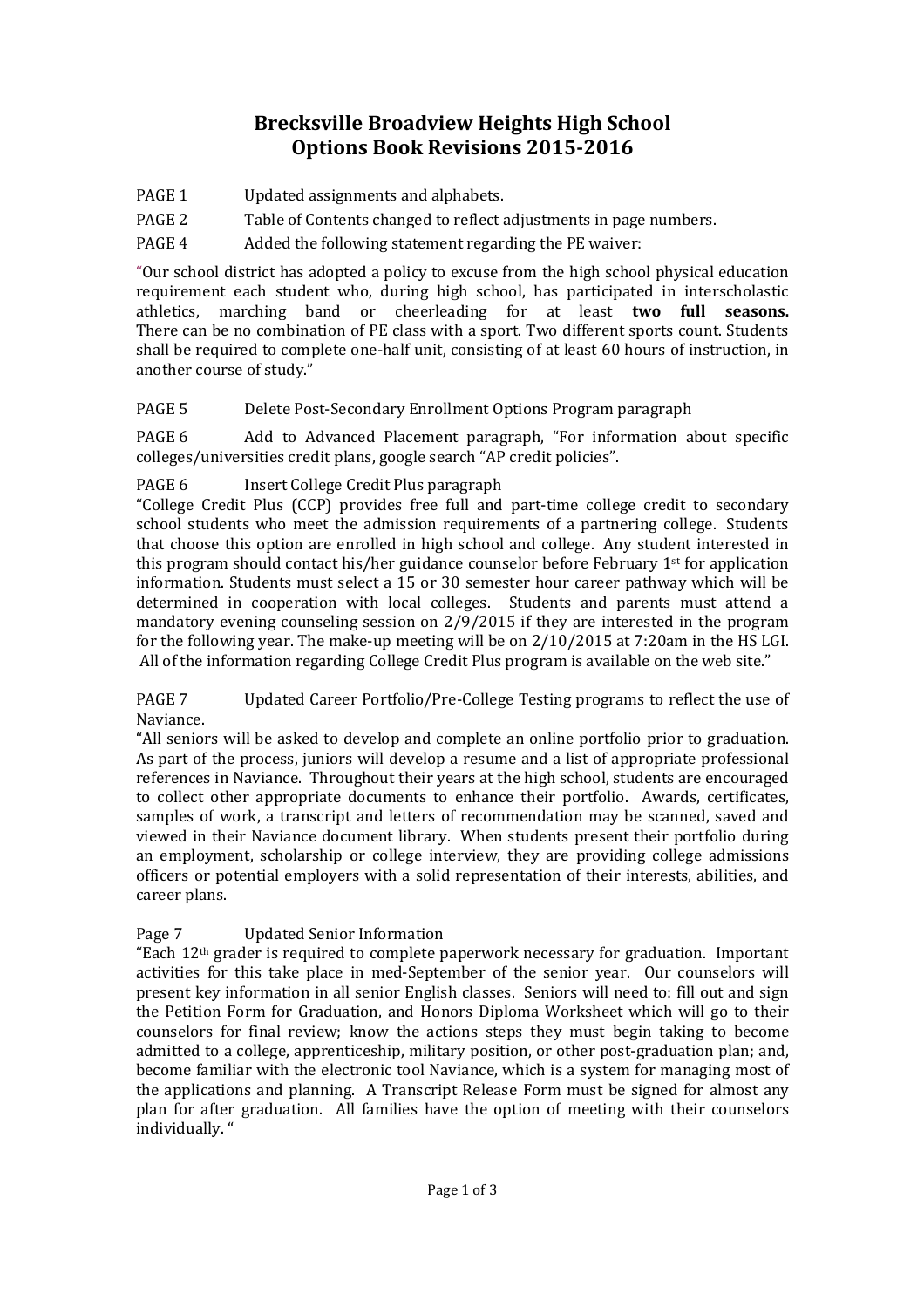# Brecksville Broadview Heights High School
# Options Book Revisions 2015-2016

PAGE 1 Updated assignments and alphabets.

PAGE 2 Table of Contents changed to reflect adjustments in page numbers.

PAGE 4 Added the following statement regarding the PE waiver:

"Our school district has adopted a policy to excuse from the high school physical education requirement each student who, during high school, has participated in interscholastic athletics, marching band or cheerleading for at least **two full seasons.** There can be no combination of PE class with a sport. Two different sports count. Students shall be required to complete one-half unit, consisting of at least 60 hours of instruction, in another course of study."

PAGE 5 Delete Post-Secondary Enrollment Options Program paragraph

PAGE 6 Add to Advanced Placement paragraph, "For information about specific colleges/universities credit plans, google search "AP credit policies".

PAGE 6 Insert College Credit Plus paragraph

"College Credit Plus (CCP) provides free full and part-time college credit to secondary school students who meet the admission requirements of a partnering college. Students that choose this option are enrolled in high school and college. Any student interested in this program should contact his/her guidance counselor before February 1st for application information. Students must select a 15 or 30 semester hour career pathway which will be determined in cooperation with local colleges. Students and parents must attend a mandatory evening counseling session on 2/9/2015 if they are interested in the program for the following year. The make-up meeting will be on 2/10/2015 at 7:20am in the HS LGI. All of the information regarding College Credit Plus program is available on the web site."

PAGE 7 Updated Career Portfolio/Pre-College Testing programs to reflect the use of Naviance.

"All seniors will be asked to develop and complete an online portfolio prior to graduation. As part of the process, juniors will develop a resume and a list of appropriate professional references in Naviance. Throughout their years at the high school, students are encouraged to collect other appropriate documents to enhance their portfolio. Awards, certificates, samples of work, a transcript and letters of recommendation may be scanned, saved and viewed in their Naviance document library. When students present their portfolio during an employment, scholarship or college interview, they are providing college admissions officers or potential employers with a solid representation of their interests, abilities, and career plans.

Page 7 Updated Senior Information

"Each 12th grader is required to complete paperwork necessary for graduation. Important activities for this take place in med-September of the senior year. Our counselors will present key information in all senior English classes. Seniors will need to: fill out and sign the Petition Form for Graduation, and Honors Diploma Worksheet which will go to their counselors for final review; know the actions steps they must begin taking to become admitted to a college, apprenticeship, military position, or other post-graduation plan; and, become familiar with the electronic tool Naviance, which is a system for managing most of the applications and planning. A Transcript Release Form must be signed for almost any plan for after graduation. All families have the option of meeting with their counselors individually. "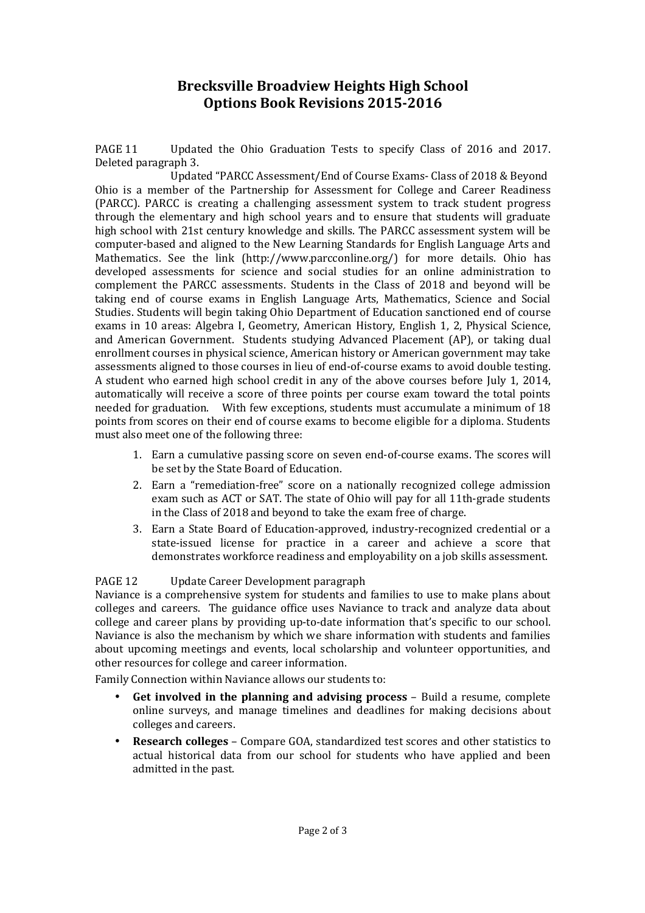# Brecksville Broadview Heights High School
# Options Book Revisions 2015-2016

PAGE 11 Updated the Ohio Graduation Tests to specify Class of 2016 and 2017. Deleted paragraph 3.

Updated "PARCC Assessment/End of Course Exams- Class of 2018 & Beyond Ohio is a member of the Partnership for Assessment for College and Career Readiness (PARCC). PARCC is creating a challenging assessment system to track student progress through the elementary and high school years and to ensure that students will graduate high school with 21st century knowledge and skills. The PARCC assessment system will be computer-based and aligned to the New Learning Standards for English Language Arts and Mathematics. See the link (http://www.parcconline.org/) for more details. Ohio has developed assessments for science and social studies for an online administration to complement the PARCC assessments. Students in the Class of 2018 and beyond will be taking end of course exams in English Language Arts, Mathematics, Science and Social Studies. Students will begin taking Ohio Department of Education sanctioned end of course exams in 10 areas: Algebra I, Geometry, American History, English 1, 2, Physical Science, and American Government. Students studying Advanced Placement (AP), or taking dual enrollment courses in physical science, American history or American government may take assessments aligned to those courses in lieu of end-of-course exams to avoid double testing. A student who earned high school credit in any of the above courses before July 1, 2014, automatically will receive a score of three points per course exam toward the total points needed for graduation. With few exceptions, students must accumulate a minimum of 18 points from scores on their end of course exams to become eligible for a diploma. Students must also meet one of the following three:

1. Earn a cumulative passing score on seven end-of-course exams. The scores will be set by the State Board of Education.
2. Earn a "remediation-free" score on a nationally recognized college admission exam such as ACT or SAT. The state of Ohio will pay for all 11th-grade students in the Class of 2018 and beyond to take the exam free of charge.
3. Earn a State Board of Education-approved, industry-recognized credential or a state-issued license for practice in a career and achieve a score that demonstrates workforce readiness and employability on a job skills assessment.

PAGE 12 Update Career Development paragraph

Naviance is a comprehensive system for students and families to use to make plans about colleges and careers. The guidance office uses Naviance to track and analyze data about college and career plans by providing up-to-date information that's specific to our school. Naviance is also the mechanism by which we share information with students and families about upcoming meetings and events, local scholarship and volunteer opportunities, and other resources for college and career information.

Family Connection within Naviance allows our students to:

- **Get involved in the planning and advising process** – Build a resume, complete online surveys, and manage timelines and deadlines for making decisions about colleges and careers.
- **Research colleges** – Compare GOA, standardized test scores and other statistics to actual historical data from our school for students who have applied and been admitted in the past.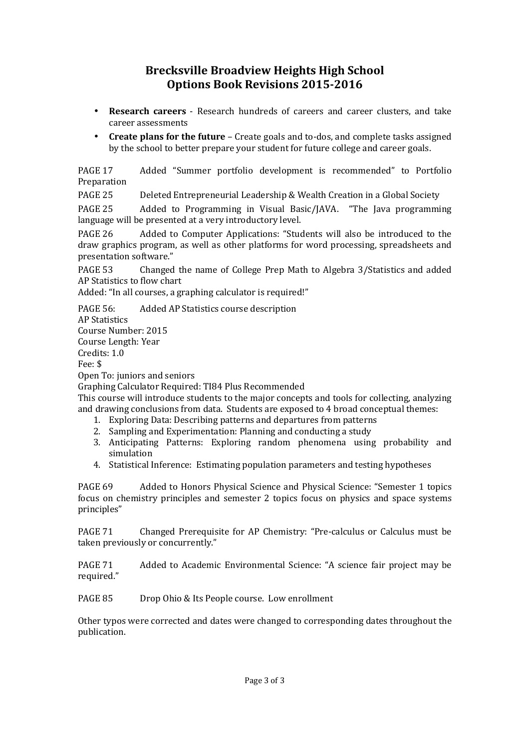## Brecksville Broadview Heights High School
## Options Book Revisions 2015-2016

- **Research careers** - Research hundreds of careers and career clusters, and take career assessments
- **Create plans for the future** – Create goals and to-dos, and complete tasks assigned by the school to better prepare your student for future college and career goals.

PAGE 17 Added "Summer portfolio development is recommended" to Portfolio Preparation

PAGE 25 Deleted Entrepreneurial Leadership & Wealth Creation in a Global Society

PAGE 25 Added to Programming in Visual Basic/JAVA. "The Java programming language will be presented at a very introductory level.

PAGE 26 Added to Computer Applications: "Students will also be introduced to the draw graphics program, as well as other platforms for word processing, spreadsheets and presentation software."

PAGE 53 Changed the name of College Prep Math to Algebra 3/Statistics and added AP Statistics to flow chart
Added: "In all courses, a graphing calculator is required!"

PAGE 56: Added AP Statistics course description
AP Statistics
Course Number: 2015
Course Length: Year
Credits: 1.0
Fee: $
Open To: juniors and seniors
Graphing Calculator Required: TI84 Plus Recommended
This course will introduce students to the major concepts and tools for collecting, analyzing and drawing conclusions from data. Students are exposed to 4 broad conceptual themes:

1. Exploring Data: Describing patterns and departures from patterns
2. Sampling and Experimentation: Planning and conducting a study
3. Anticipating Patterns: Exploring random phenomena using probability and simulation
4. Statistical Inference: Estimating population parameters and testing hypotheses

PAGE 69 Added to Honors Physical Science and Physical Science: "Semester 1 topics focus on chemistry principles and semester 2 topics focus on physics and space systems principles"

PAGE 71 Changed Prerequisite for AP Chemistry: "Pre-calculus or Calculus must be taken previously or concurrently."

PAGE 71 Added to Academic Environmental Science: "A science fair project may be required."

PAGE 85 Drop Ohio & Its People course. Low enrollment

Other typos were corrected and dates were changed to corresponding dates throughout the publication.